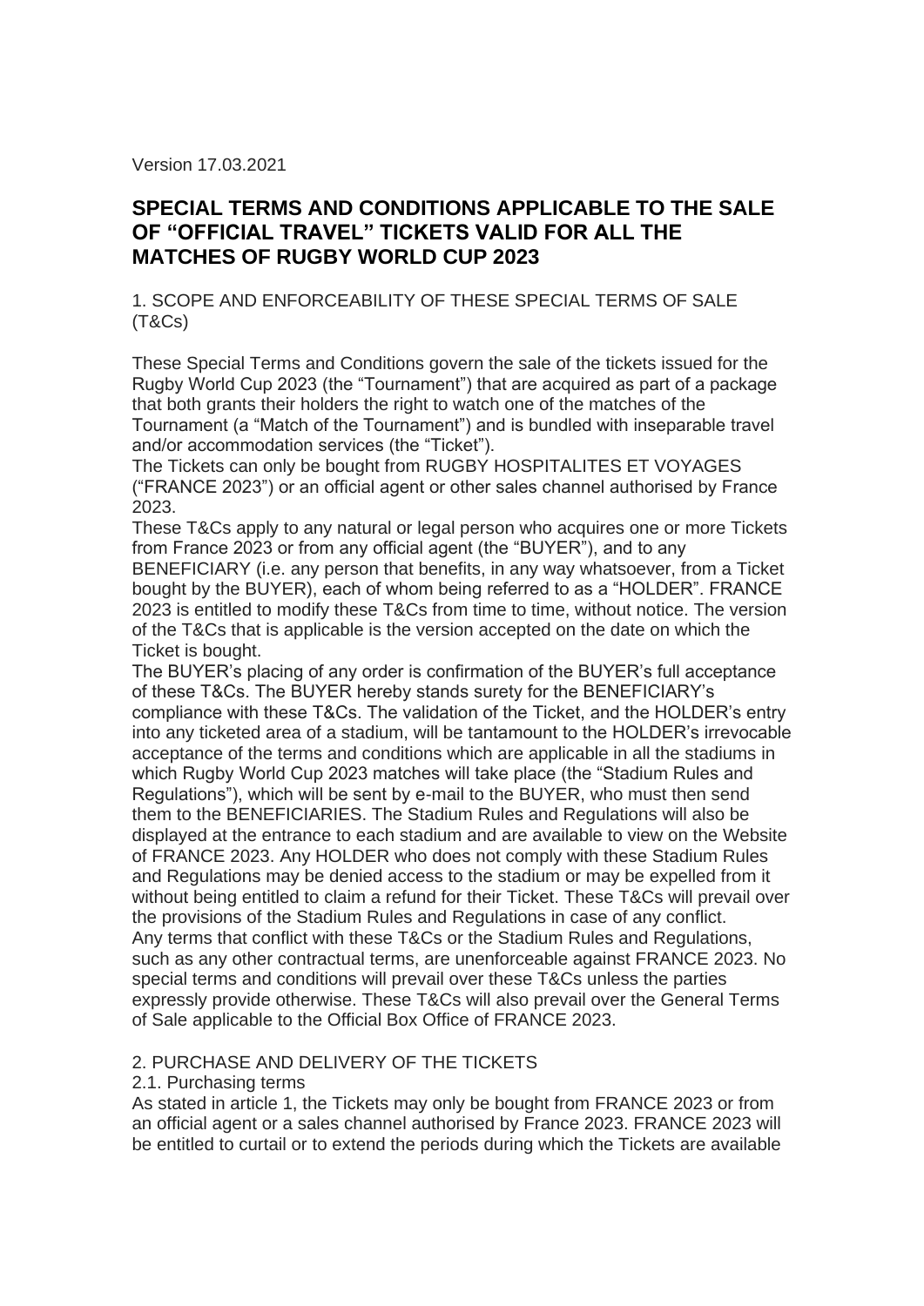Version 17.03.2021

# SPECIAL TERMS AND CONDITIONS APPLICABLE TO THE SALE OF "OFFICIAL TRAVEL" TICKETS VALID FOR ALL THE MATCHES OF RUGBY WORLD CUP 2023

## 1. SCOPE AND ENFORCEABILITY OF THESE SPECIAL TERMS OF SALE (T&Cs)

These Special Terms and Conditions govern the sale of the tickets issued for the Rugby World Cup 2023 (the "Tournament") that are acquired as part of a package that both grants their holders the right to watch one of the matches of the Tournament (a "Match of the Tournament") and is bundled with inseparable travel and/or accommodation services (the "Ticket").

The Tickets can only be bought from RUGBY HOSPITALITES ET VOYAGES ("FRANCE 2023") or an official agent or other sales channel authorised by France 2023.

These T&Cs apply to any natural or legal person who acquires one or more Tickets from France 2023 or from any official agent (the "BUYER"), and to any BENEFICIARY (i.e. any person that benefits, in any way whatsoever, from a Ticket bought by the BUYER), each of whom being referred to as a "HOLDER". FRANCE 2023 is entitled to modify these T&Cs from time to time, without notice. The version of the T&Cs that is applicable is the version accepted on the date on which the Ticket is bought.

The BUYER's placing of any order is confirmation of the BUYER's full acceptance of these T&Cs. The BUYER hereby stands surety for the BENEFICIARY's compliance with these T&Cs. The validation of the Ticket, and the HOLDER's entry into any ticketed area of a stadium, will be tantamount to the HOLDER's irrevocable acceptance of the terms and conditions which are applicable in all the stadiums in which Rugby World Cup 2023 matches will take place (the "Stadium Rules and Regulations"), which will be sent by e-mail to the BUYER, who must then send them to the BENEFICIARIES. The Stadium Rules and Regulations will also be displayed at the entrance to each stadium and are available to view on the Website of FRANCE 2023. Any HOLDER who does not comply with these Stadium Rules and Regulations may be denied access to the stadium or may be expelled from it without being entitled to claim a refund for their Ticket. These T&Cs will prevail over the provisions of the Stadium Rules and Regulations in case of any conflict.

Any terms that conflict with these T&Cs or the Stadium Rules and Regulations, such as any other contractual terms, are unenforceable against FRANCE 2023. No special terms and conditions will prevail over these T&Cs unless the parties expressly provide otherwise. These T&Cs will also prevail over the General Terms of Sale applicable to the Official Box Office of FRANCE 2023.

## 2. PURCHASE AND DELIVERY OF THE TICKETS

### 2.1. Purchasing terms

As stated in article 1, the Tickets may only be bought from FRANCE 2023 or from an official agent or a sales channel authorised by France 2023. FRANCE 2023 will be entitled to curtail or to extend the periods during which the Tickets are available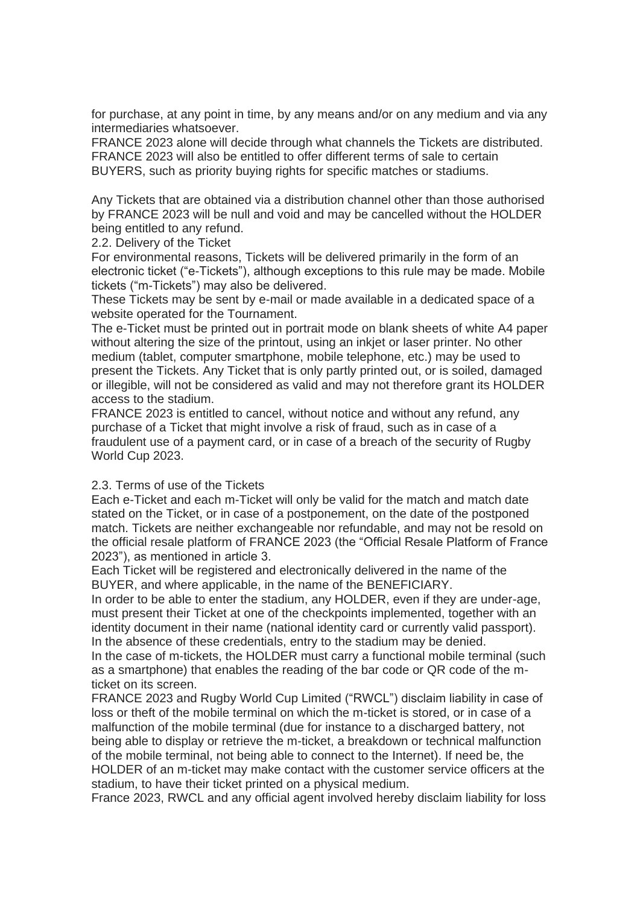for purchase, at any point in time, by any means and/or on any medium and via any intermediaries whatsoever.
FRANCE 2023 alone will decide through what channels the Tickets are distributed. FRANCE 2023 will also be entitled to offer different terms of sale to certain BUYERS, such as priority buying rights for specific matches or stadiums.

Any Tickets that are obtained via a distribution channel other than those authorised by FRANCE 2023 will be null and void and may be cancelled without the HOLDER being entitled to any refund.

2.2. Delivery of the Ticket

For environmental reasons, Tickets will be delivered primarily in the form of an electronic ticket ("e-Tickets"), although exceptions to this rule may be made. Mobile tickets ("m-Tickets") may also be delivered.
These Tickets may be sent by e-mail or made available in a dedicated space of a website operated for the Tournament.
The e-Ticket must be printed out in portrait mode on blank sheets of white A4 paper without altering the size of the printout, using an inkjet or laser printer. No other medium (tablet, computer smartphone, mobile telephone, etc.) may be used to present the Tickets. Any Ticket that is only partly printed out, or is soiled, damaged or illegible, will not be considered as valid and may not therefore grant its HOLDER access to the stadium.
FRANCE 2023 is entitled to cancel, without notice and without any refund, any purchase of a Ticket that might involve a risk of fraud, such as in case of a fraudulent use of a payment card, or in case of a breach of the security of Rugby World Cup 2023.

2.3. Terms of use of the Tickets

Each e-Ticket and each m-Ticket will only be valid for the match and match date stated on the Ticket, or in case of a postponement, on the date of the postponed match. Tickets are neither exchangeable nor refundable, and may not be resold on the official resale platform of FRANCE 2023 (the "Official Resale Platform of France 2023"), as mentioned in article 3.
Each Ticket will be registered and electronically delivered in the name of the BUYER, and where applicable, in the name of the BENEFICIARY.
In order to be able to enter the stadium, any HOLDER, even if they are under-age, must present their Ticket at one of the checkpoints implemented, together with an identity document in their name (national identity card or currently valid passport). In the absence of these credentials, entry to the stadium may be denied.
In the case of m-tickets, the HOLDER must carry a functional mobile terminal (such as a smartphone) that enables the reading of the bar code or QR code of the m-ticket on its screen.
FRANCE 2023 and Rugby World Cup Limited ("RWCL") disclaim liability in case of loss or theft of the mobile terminal on which the m-ticket is stored, or in case of a malfunction of the mobile terminal (due for instance to a discharged battery, not being able to display or retrieve the m-ticket, a breakdown or technical malfunction of the mobile terminal, not being able to connect to the Internet). If need be, the HOLDER of an m-ticket may make contact with the customer service officers at the stadium, to have their ticket printed on a physical medium.
France 2023, RWCL and any official agent involved hereby disclaim liability for loss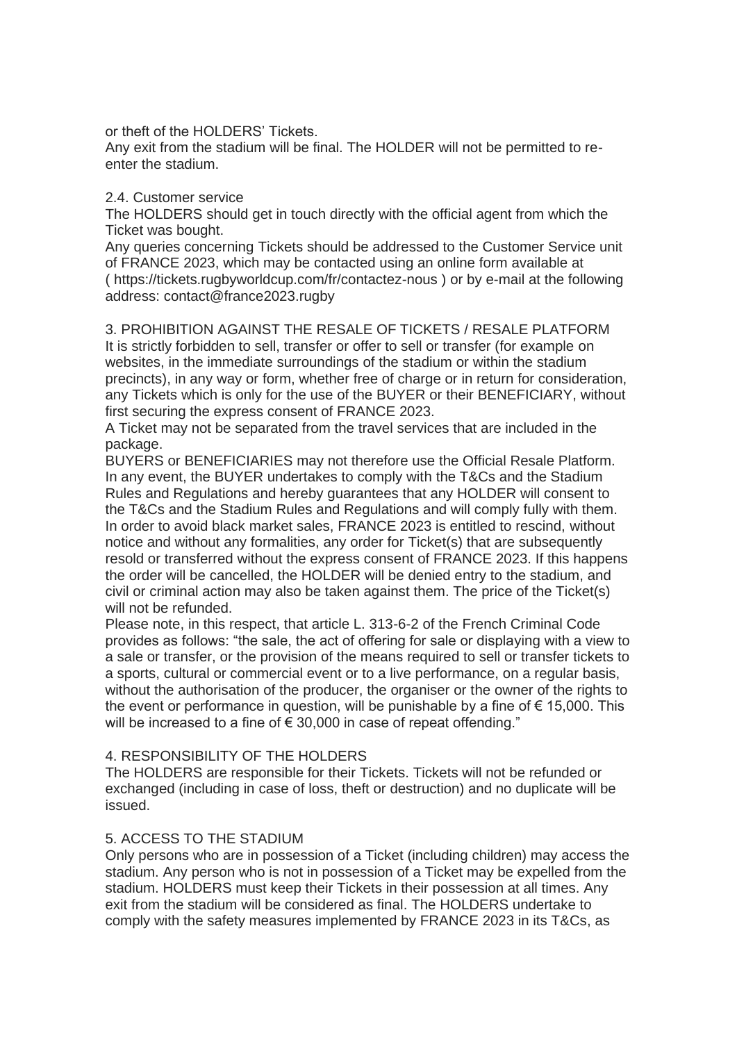or theft of the HOLDERS' Tickets.
Any exit from the stadium will be final. The HOLDER will not be permitted to re-enter the stadium.

2.4. Customer service

The HOLDERS should get in touch directly with the official agent from which the Ticket was bought.
Any queries concerning Tickets should be addressed to the Customer Service unit of FRANCE 2023, which may be contacted using an online form available at ( https://tickets.rugbyworldcup.com/fr/contactez-nous ) or by e-mail at the following address: contact@france2023.rugby

3. PROHIBITION AGAINST THE RESALE OF TICKETS / RESALE PLATFORM

It is strictly forbidden to sell, transfer or offer to sell or transfer (for example on websites, in the immediate surroundings of the stadium or within the stadium precincts), in any way or form, whether free of charge or in return for consideration, any Tickets which is only for the use of the BUYER or their BENEFICIARY, without first securing the express consent of FRANCE 2023.
A Ticket may not be separated from the travel services that are included in the package.
BUYERS or BENEFICIARIES may not therefore use the Official Resale Platform.
In any event, the BUYER undertakes to comply with the T&Cs and the Stadium Rules and Regulations and hereby guarantees that any HOLDER will consent to the T&Cs and the Stadium Rules and Regulations and will comply fully with them.
In order to avoid black market sales, FRANCE 2023 is entitled to rescind, without notice and without any formalities, any order for Ticket(s) that are subsequently resold or transferred without the express consent of FRANCE 2023. If this happens the order will be cancelled, the HOLDER will be denied entry to the stadium, and civil or criminal action may also be taken against them. The price of the Ticket(s) will not be refunded.
Please note, in this respect, that article L. 313-6-2 of the French Criminal Code provides as follows: "the sale, the act of offering for sale or displaying with a view to a sale or transfer, or the provision of the means required to sell or transfer tickets to a sports, cultural or commercial event or to a live performance, on a regular basis, without the authorisation of the producer, the organiser or the owner of the rights to the event or performance in question, will be punishable by a fine of € 15,000. This will be increased to a fine of € 30,000 in case of repeat offending."

4. RESPONSIBILITY OF THE HOLDERS

The HOLDERS are responsible for their Tickets. Tickets will not be refunded or exchanged (including in case of loss, theft or destruction) and no duplicate will be issued.

5. ACCESS TO THE STADIUM

Only persons who are in possession of a Ticket (including children) may access the stadium. Any person who is not in possession of a Ticket may be expelled from the stadium. HOLDERS must keep their Tickets in their possession at all times. Any exit from the stadium will be considered as final. The HOLDERS undertake to comply with the safety measures implemented by FRANCE 2023 in its T&Cs, as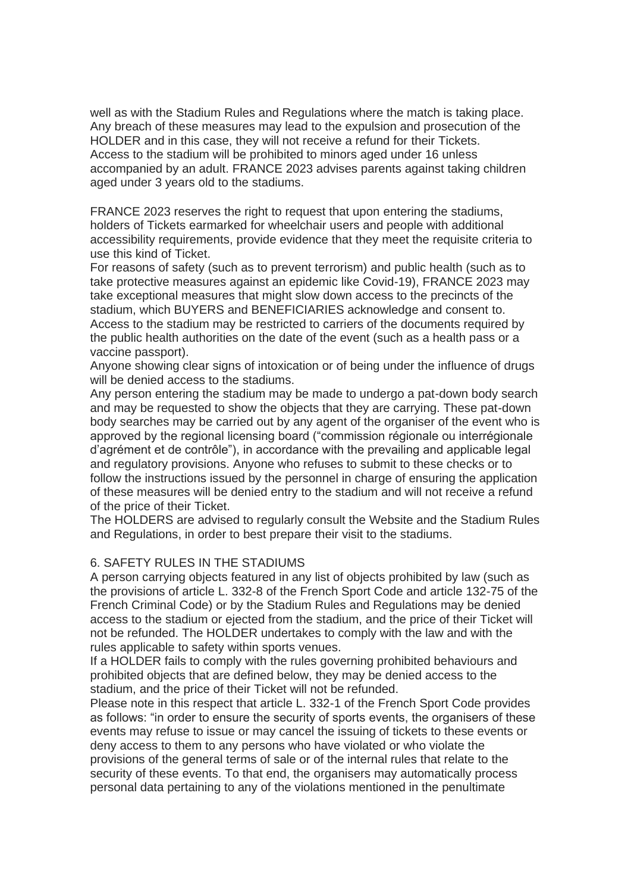well as with the Stadium Rules and Regulations where the match is taking place. Any breach of these measures may lead to the expulsion and prosecution of the HOLDER and in this case, they will not receive a refund for their Tickets.
Access to the stadium will be prohibited to minors aged under 16 unless accompanied by an adult. FRANCE 2023 advises parents against taking children aged under 3 years old to the stadiums.

FRANCE 2023 reserves the right to request that upon entering the stadiums, holders of Tickets earmarked for wheelchair users and people with additional accessibility requirements, provide evidence that they meet the requisite criteria to use this kind of Ticket.
For reasons of safety (such as to prevent terrorism) and public health (such as to take protective measures against an epidemic like Covid-19), FRANCE 2023 may take exceptional measures that might slow down access to the precincts of the stadium, which BUYERS and BENEFICIARIES acknowledge and consent to.
Access to the stadium may be restricted to carriers of the documents required by the public health authorities on the date of the event (such as a health pass or a vaccine passport).
Anyone showing clear signs of intoxication or of being under the influence of drugs will be denied access to the stadiums.
Any person entering the stadium may be made to undergo a pat-down body search and may be requested to show the objects that they are carrying. These pat-down body searches may be carried out by any agent of the organiser of the event who is approved by the regional licensing board ("commission régionale ou interrégionale d'agrément et de contrôle"), in accordance with the prevailing and applicable legal and regulatory provisions. Anyone who refuses to submit to these checks or to follow the instructions issued by the personnel in charge of ensuring the application of these measures will be denied entry to the stadium and will not receive a refund of the price of their Ticket.
The HOLDERS are advised to regularly consult the Website and the Stadium Rules and Regulations, in order to best prepare their visit to the stadiums.

## 6. SAFETY RULES IN THE STADIUMS

A person carrying objects featured in any list of objects prohibited by law (such as the provisions of article L. 332-8 of the French Sport Code and article 132-75 of the French Criminal Code) or by the Stadium Rules and Regulations may be denied access to the stadium or ejected from the stadium, and the price of their Ticket will not be refunded. The HOLDER undertakes to comply with the law and with the rules applicable to safety within sports venues.
If a HOLDER fails to comply with the rules governing prohibited behaviours and prohibited objects that are defined below, they may be denied access to the stadium, and the price of their Ticket will not be refunded.
Please note in this respect that article L. 332-1 of the French Sport Code provides as follows: "in order to ensure the security of sports events, the organisers of these events may refuse to issue or may cancel the issuing of tickets to these events or deny access to them to any persons who have violated or who violate the provisions of the general terms of sale or of the internal rules that relate to the security of these events. To that end, the organisers may automatically process personal data pertaining to any of the violations mentioned in the penultimate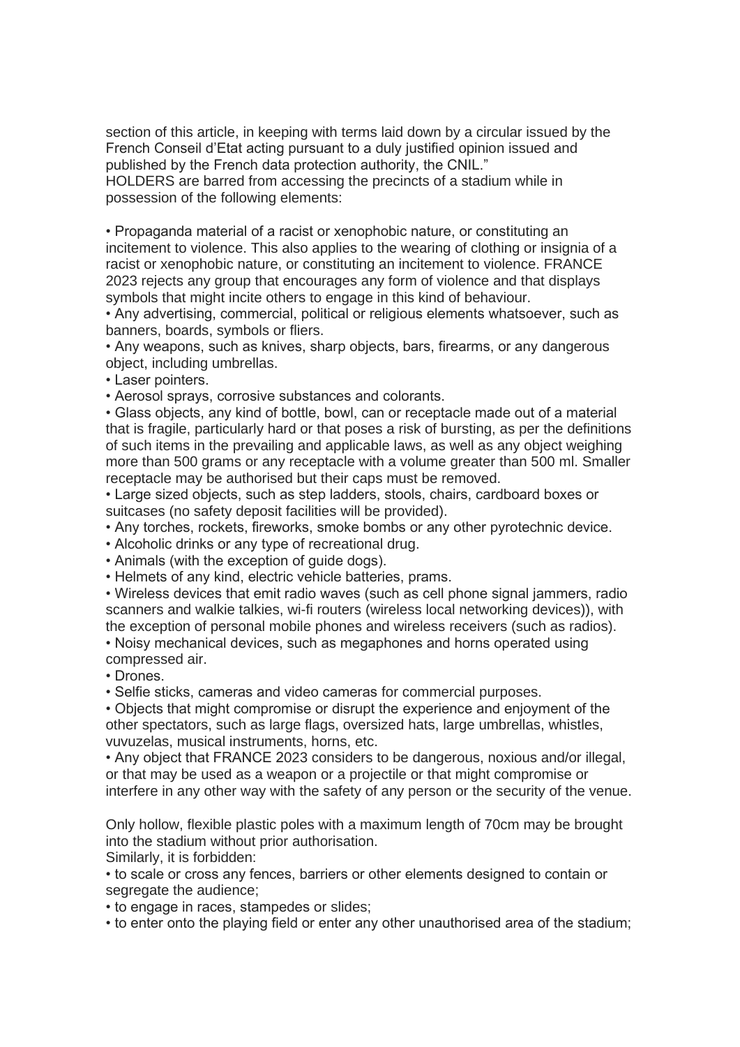section of this article, in keeping with terms laid down by a circular issued by the French Conseil d'Etat acting pursuant to a duly justified opinion issued and published by the French data protection authority, the CNIL."
HOLDERS are barred from accessing the precincts of a stadium while in possession of the following elements:

- Propaganda material of a racist or xenophobic nature, or constituting an incitement to violence. This also applies to the wearing of clothing or insignia of a racist or xenophobic nature, or constituting an incitement to violence. FRANCE 2023 rejects any group that encourages any form of violence and that displays symbols that might incite others to engage in this kind of behaviour.
- Any advertising, commercial, political or religious elements whatsoever, such as banners, boards, symbols or fliers.
- Any weapons, such as knives, sharp objects, bars, firearms, or any dangerous object, including umbrellas.
- Laser pointers.
- Aerosol sprays, corrosive substances and colorants.
- Glass objects, any kind of bottle, bowl, can or receptacle made out of a material that is fragile, particularly hard or that poses a risk of bursting, as per the definitions of such items in the prevailing and applicable laws, as well as any object weighing more than 500 grams or any receptacle with a volume greater than 500 ml. Smaller receptacle may be authorised but their caps must be removed.
- Large sized objects, such as step ladders, stools, chairs, cardboard boxes or suitcases (no safety deposit facilities will be provided).
- Any torches, rockets, fireworks, smoke bombs or any other pyrotechnic device.
- Alcoholic drinks or any type of recreational drug.
- Animals (with the exception of guide dogs).
- Helmets of any kind, electric vehicle batteries, prams.
- Wireless devices that emit radio waves (such as cell phone signal jammers, radio scanners and walkie talkies, wi-fi routers (wireless local networking devices)), with the exception of personal mobile phones and wireless receivers (such as radios).
- Noisy mechanical devices, such as megaphones and horns operated using compressed air.
- Drones.
- Selfie sticks, cameras and video cameras for commercial purposes.
- Objects that might compromise or disrupt the experience and enjoyment of the other spectators, such as large flags, oversized hats, large umbrellas, whistles, vuvuzelas, musical instruments, horns, etc.
- Any object that FRANCE 2023 considers to be dangerous, noxious and/or illegal, or that may be used as a weapon or a projectile or that might compromise or interfere in any other way with the safety of any person or the security of the venue.

Only hollow, flexible plastic poles with a maximum length of 70cm may be brought into the stadium without prior authorisation.
Similarly, it is forbidden:

- to scale or cross any fences, barriers or other elements designed to contain or segregate the audience;
- to engage in races, stampedes or slides;
- to enter onto the playing field or enter any other unauthorised area of the stadium;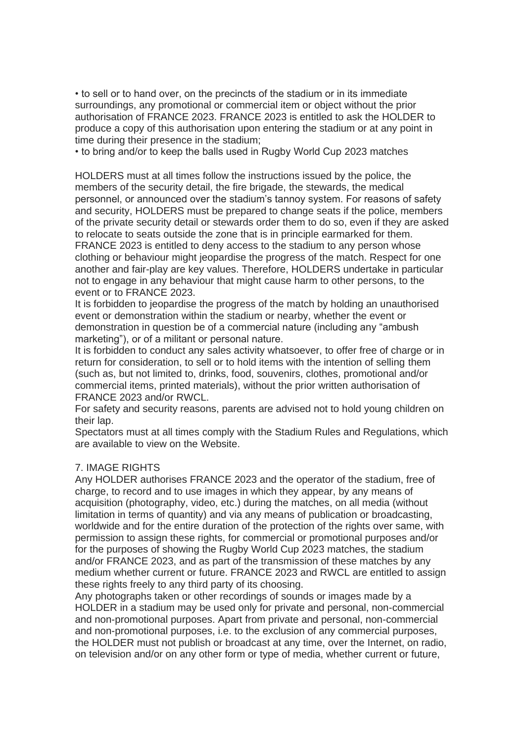- to sell or to hand over, on the precincts of the stadium or in its immediate surroundings, any promotional or commercial item or object without the prior authorisation of FRANCE 2023. FRANCE 2023 is entitled to ask the HOLDER to produce a copy of this authorisation upon entering the stadium or at any point in time during their presence in the stadium;
- to bring and/or to keep the balls used in Rugby World Cup 2023 matches

HOLDERS must at all times follow the instructions issued by the police, the members of the security detail, the fire brigade, the stewards, the medical personnel, or announced over the stadium's tannoy system. For reasons of safety and security, HOLDERS must be prepared to change seats if the police, members of the private security detail or stewards order them to do so, even if they are asked to relocate to seats outside the zone that is in principle earmarked for them. FRANCE 2023 is entitled to deny access to the stadium to any person whose clothing or behaviour might jeopardise the progress of the match. Respect for one another and fair-play are key values. Therefore, HOLDERS undertake in particular not to engage in any behaviour that might cause harm to other persons, to the event or to FRANCE 2023.

It is forbidden to jeopardise the progress of the match by holding an unauthorised event or demonstration within the stadium or nearby, whether the event or demonstration in question be of a commercial nature (including any "ambush marketing"), or of a militant or personal nature.

It is forbidden to conduct any sales activity whatsoever, to offer free of charge or in return for consideration, to sell or to hold items with the intention of selling them (such as, but not limited to, drinks, food, souvenirs, clothes, promotional and/or commercial items, printed materials), without the prior written authorisation of FRANCE 2023 and/or RWCL.

For safety and security reasons, parents are advised not to hold young children on their lap.

Spectators must at all times comply with the Stadium Rules and Regulations, which are available to view on the Website.

## 7. IMAGE RIGHTS

Any HOLDER authorises FRANCE 2023 and the operator of the stadium, free of charge, to record and to use images in which they appear, by any means of acquisition (photography, video, etc.) during the matches, on all media (without limitation in terms of quantity) and via any means of publication or broadcasting, worldwide and for the entire duration of the protection of the rights over same, with permission to assign these rights, for commercial or promotional purposes and/or for the purposes of showing the Rugby World Cup 2023 matches, the stadium and/or FRANCE 2023, and as part of the transmission of these matches by any medium whether current or future. FRANCE 2023 and RWCL are entitled to assign these rights freely to any third party of its choosing.

Any photographs taken or other recordings of sounds or images made by a HOLDER in a stadium may be used only for private and personal, non-commercial and non-promotional purposes. Apart from private and personal, non-commercial and non-promotional purposes, i.e. to the exclusion of any commercial purposes, the HOLDER must not publish or broadcast at any time, over the Internet, on radio, on television and/or on any other form or type of media, whether current or future,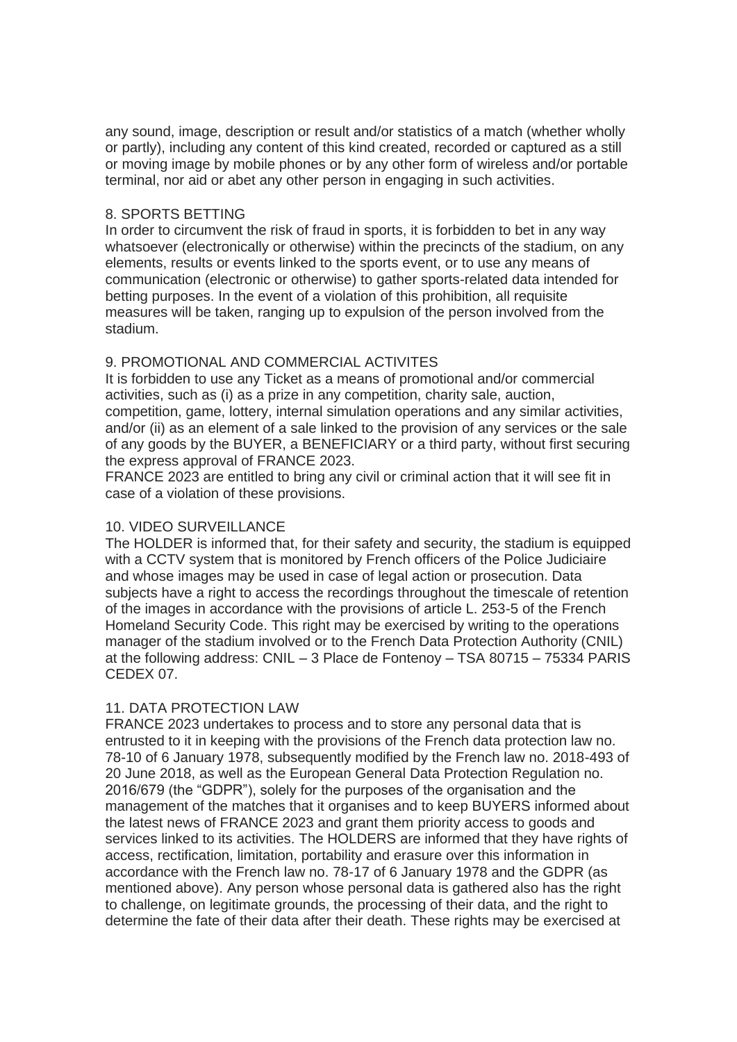any sound, image, description or result and/or statistics of a match (whether wholly or partly), including any content of this kind created, recorded or captured as a still or moving image by mobile phones or by any other form of wireless and/or portable terminal, nor aid or abet any other person in engaging in such activities.

## 8. SPORTS BETTING

In order to circumvent the risk of fraud in sports, it is forbidden to bet in any way whatsoever (electronically or otherwise) within the precincts of the stadium, on any elements, results or events linked to the sports event, or to use any means of communication (electronic or otherwise) to gather sports-related data intended for betting purposes. In the event of a violation of this prohibition, all requisite measures will be taken, ranging up to expulsion of the person involved from the stadium.

## 9. PROMOTIONAL AND COMMERCIAL ACTIVITES

It is forbidden to use any Ticket as a means of promotional and/or commercial activities, such as (i) as a prize in any competition, charity sale, auction, competition, game, lottery, internal simulation operations and any similar activities, and/or (ii) as an element of a sale linked to the provision of any services or the sale of any goods by the BUYER, a BENEFICIARY or a third party, without first securing the express approval of FRANCE 2023.

FRANCE 2023 are entitled to bring any civil or criminal action that it will see fit in case of a violation of these provisions.

## 10. VIDEO SURVEILLANCE

The HOLDER is informed that, for their safety and security, the stadium is equipped with a CCTV system that is monitored by French officers of the Police Judiciaire and whose images may be used in case of legal action or prosecution. Data subjects have a right to access the recordings throughout the timescale of retention of the images in accordance with the provisions of article L. 253-5 of the French Homeland Security Code. This right may be exercised by writing to the operations manager of the stadium involved or to the French Data Protection Authority (CNIL) at the following address: CNIL – 3 Place de Fontenoy – TSA 80715 – 75334 PARIS CEDEX 07.

## 11. DATA PROTECTION LAW

FRANCE 2023 undertakes to process and to store any personal data that is entrusted to it in keeping with the provisions of the French data protection law no. 78-10 of 6 January 1978, subsequently modified by the French law no. 2018-493 of 20 June 2018, as well as the European General Data Protection Regulation no. 2016/679 (the "GDPR"), solely for the purposes of the organisation and the management of the matches that it organises and to keep BUYERS informed about the latest news of FRANCE 2023 and grant them priority access to goods and services linked to its activities. The HOLDERS are informed that they have rights of access, rectification, limitation, portability and erasure over this information in accordance with the French law no. 78-17 of 6 January 1978 and the GDPR (as mentioned above). Any person whose personal data is gathered also has the right to challenge, on legitimate grounds, the processing of their data, and the right to determine the fate of their data after their death. These rights may be exercised at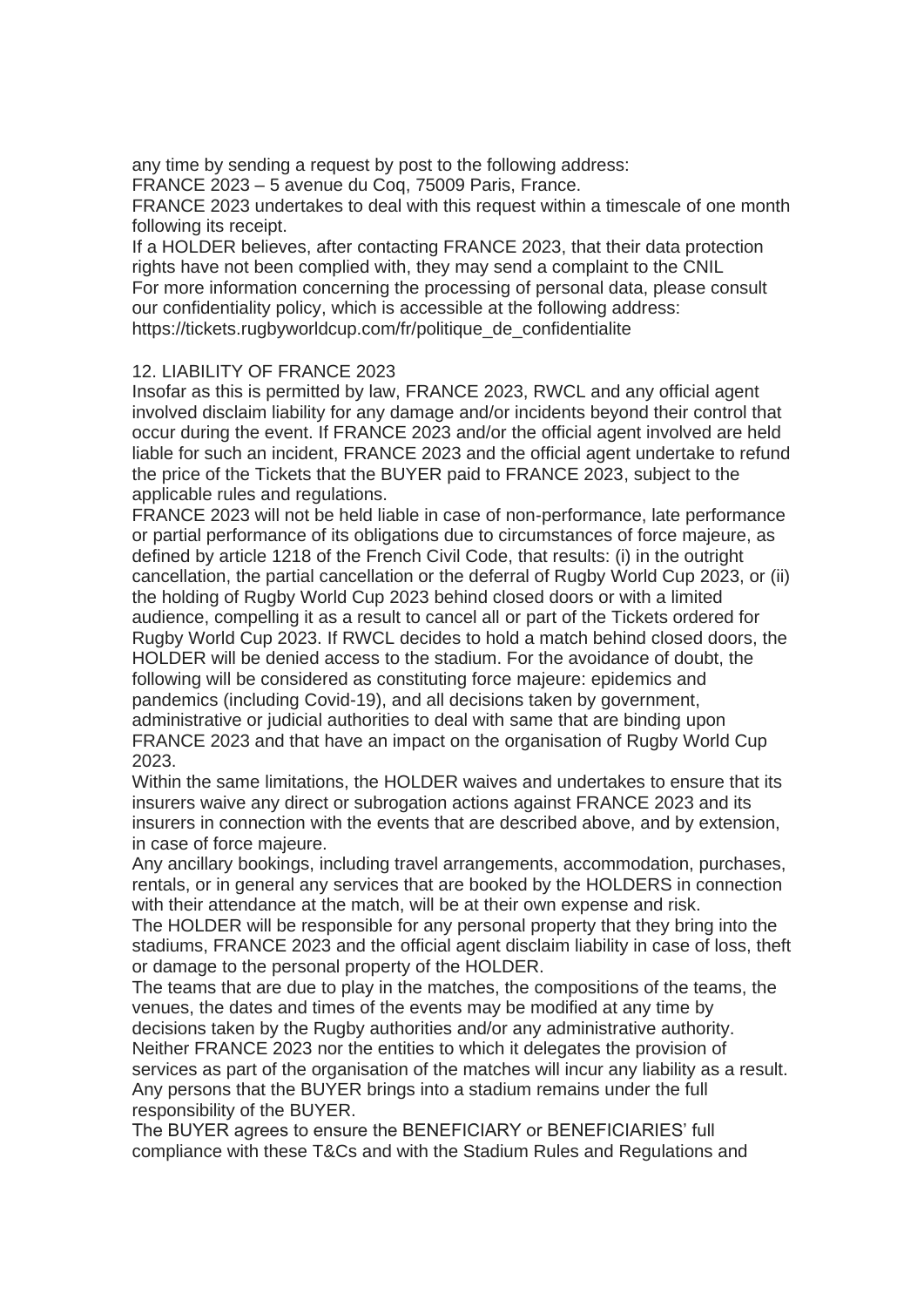any time by sending a request by post to the following address:
FRANCE 2023 – 5 avenue du Coq, 75009 Paris, France.
FRANCE 2023 undertakes to deal with this request within a timescale of one month following its receipt.
If a HOLDER believes, after contacting FRANCE 2023, that their data protection rights have not been complied with, they may send a complaint to the CNIL
For more information concerning the processing of personal data, please consult our confidentiality policy, which is accessible at the following address: https://tickets.rugbyworldcup.com/fr/politique_de_confidentialite

## 12. LIABILITY OF FRANCE 2023

Insofar as this is permitted by law, FRANCE 2023, RWCL and any official agent involved disclaim liability for any damage and/or incidents beyond their control that occur during the event. If FRANCE 2023 and/or the official agent involved are held liable for such an incident, FRANCE 2023 and the official agent undertake to refund the price of the Tickets that the BUYER paid to FRANCE 2023, subject to the applicable rules and regulations.
FRANCE 2023 will not be held liable in case of non-performance, late performance or partial performance of its obligations due to circumstances of force majeure, as defined by article 1218 of the French Civil Code, that results: (i) in the outright cancellation, the partial cancellation or the deferral of Rugby World Cup 2023, or (ii) the holding of Rugby World Cup 2023 behind closed doors or with a limited audience, compelling it as a result to cancel all or part of the Tickets ordered for Rugby World Cup 2023. If RWCL decides to hold a match behind closed doors, the HOLDER will be denied access to the stadium. For the avoidance of doubt, the following will be considered as constituting force majeure: epidemics and pandemics (including Covid-19), and all decisions taken by government, administrative or judicial authorities to deal with same that are binding upon FRANCE 2023 and that have an impact on the organisation of Rugby World Cup 2023.
Within the same limitations, the HOLDER waives and undertakes to ensure that its insurers waive any direct or subrogation actions against FRANCE 2023 and its insurers in connection with the events that are described above, and by extension, in case of force majeure.
Any ancillary bookings, including travel arrangements, accommodation, purchases, rentals, or in general any services that are booked by the HOLDERS in connection with their attendance at the match, will be at their own expense and risk.
The HOLDER will be responsible for any personal property that they bring into the stadiums, FRANCE 2023 and the official agent disclaim liability in case of loss, theft or damage to the personal property of the HOLDER.
The teams that are due to play in the matches, the compositions of the teams, the venues, the dates and times of the events may be modified at any time by decisions taken by the Rugby authorities and/or any administrative authority. Neither FRANCE 2023 nor the entities to which it delegates the provision of services as part of the organisation of the matches will incur any liability as a result.
Any persons that the BUYER brings into a stadium remains under the full responsibility of the BUYER.
The BUYER agrees to ensure the BENEFICIARY or BENEFICIARIES' full compliance with these T&Cs and with the Stadium Rules and Regulations and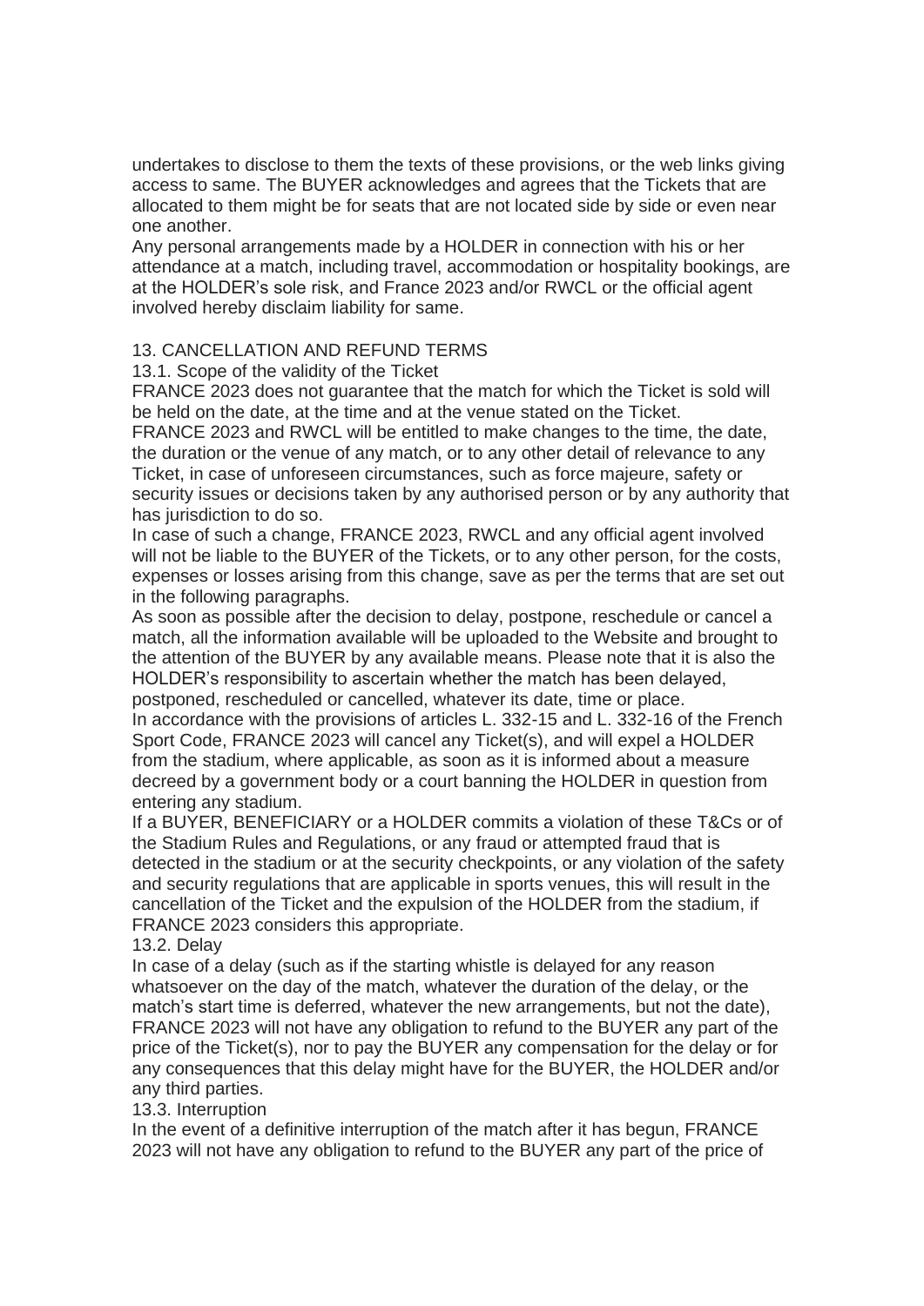undertakes to disclose to them the texts of these provisions, or the web links giving access to same. The BUYER acknowledges and agrees that the Tickets that are allocated to them might be for seats that are not located side by side or even near one another.

Any personal arrangements made by a HOLDER in connection with his or her attendance at a match, including travel, accommodation or hospitality bookings, are at the HOLDER's sole risk, and France 2023 and/or RWCL or the official agent involved hereby disclaim liability for same.

## 13. CANCELLATION AND REFUND TERMS

### 13.1. Scope of the validity of the Ticket

FRANCE 2023 does not guarantee that the match for which the Ticket is sold will be held on the date, at the time and at the venue stated on the Ticket.

FRANCE 2023 and RWCL will be entitled to make changes to the time, the date, the duration or the venue of any match, or to any other detail of relevance to any Ticket, in case of unforeseen circumstances, such as force majeure, safety or security issues or decisions taken by any authorised person or by any authority that has jurisdiction to do so.

In case of such a change, FRANCE 2023, RWCL and any official agent involved will not be liable to the BUYER of the Tickets, or to any other person, for the costs, expenses or losses arising from this change, save as per the terms that are set out in the following paragraphs.

As soon as possible after the decision to delay, postpone, reschedule or cancel a match, all the information available will be uploaded to the Website and brought to the attention of the BUYER by any available means. Please note that it is also the HOLDER's responsibility to ascertain whether the match has been delayed, postponed, rescheduled or cancelled, whatever its date, time or place.

In accordance with the provisions of articles L. 332-15 and L. 332-16 of the French Sport Code, FRANCE 2023 will cancel any Ticket(s), and will expel a HOLDER from the stadium, where applicable, as soon as it is informed about a measure decreed by a government body or a court banning the HOLDER in question from entering any stadium.

If a BUYER, BENEFICIARY or a HOLDER commits a violation of these T&Cs or of the Stadium Rules and Regulations, or any fraud or attempted fraud that is detected in the stadium or at the security checkpoints, or any violation of the safety and security regulations that are applicable in sports venues, this will result in the cancellation of the Ticket and the expulsion of the HOLDER from the stadium, if FRANCE 2023 considers this appropriate.

### 13.2. Delay

In case of a delay (such as if the starting whistle is delayed for any reason whatsoever on the day of the match, whatever the duration of the delay, or the match's start time is deferred, whatever the new arrangements, but not the date), FRANCE 2023 will not have any obligation to refund to the BUYER any part of the price of the Ticket(s), nor to pay the BUYER any compensation for the delay or for any consequences that this delay might have for the BUYER, the HOLDER and/or any third parties.

### 13.3. Interruption

In the event of a definitive interruption of the match after it has begun, FRANCE 2023 will not have any obligation to refund to the BUYER any part of the price of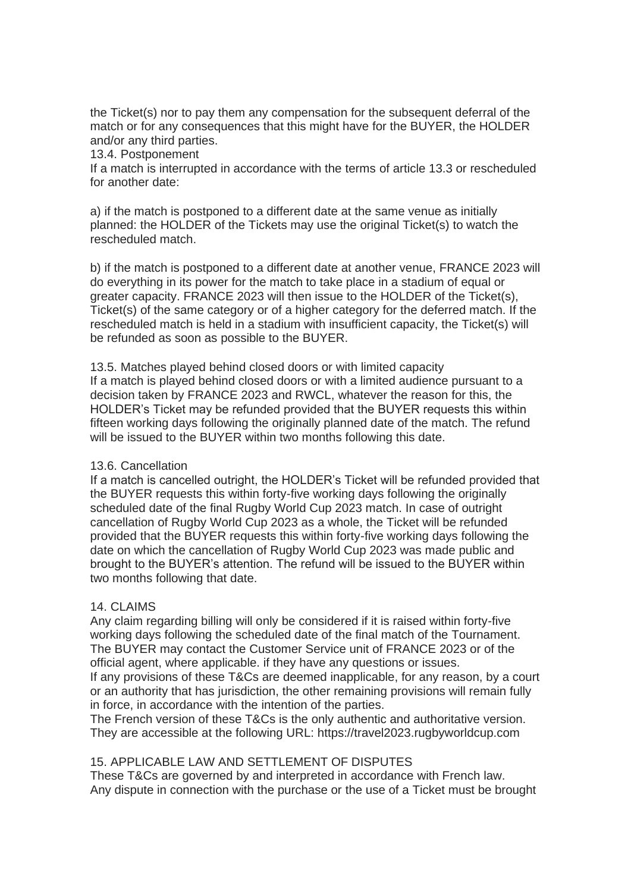the Ticket(s) nor to pay them any compensation for the subsequent deferral of the match or for any consequences that this might have for the BUYER, the HOLDER and/or any third parties.

13.4. Postponement

If a match is interrupted in accordance with the terms of article 13.3 or rescheduled for another date:

a) if the match is postponed to a different date at the same venue as initially planned: the HOLDER of the Tickets may use the original Ticket(s) to watch the rescheduled match.

b) if the match is postponed to a different date at another venue, FRANCE 2023 will do everything in its power for the match to take place in a stadium of equal or greater capacity. FRANCE 2023 will then issue to the HOLDER of the Ticket(s), Ticket(s) of the same category or of a higher category for the deferred match. If the rescheduled match is held in a stadium with insufficient capacity, the Ticket(s) will be refunded as soon as possible to the BUYER.

13.5. Matches played behind closed doors or with limited capacity

If a match is played behind closed doors or with a limited audience pursuant to a decision taken by FRANCE 2023 and RWCL, whatever the reason for this, the HOLDER's Ticket may be refunded provided that the BUYER requests this within fifteen working days following the originally planned date of the match. The refund will be issued to the BUYER within two months following this date.

13.6. Cancellation

If a match is cancelled outright, the HOLDER's Ticket will be refunded provided that the BUYER requests this within forty-five working days following the originally scheduled date of the final Rugby World Cup 2023 match. In case of outright cancellation of Rugby World Cup 2023 as a whole, the Ticket will be refunded provided that the BUYER requests this within forty-five working days following the date on which the cancellation of Rugby World Cup 2023 was made public and brought to the BUYER's attention. The refund will be issued to the BUYER within two months following that date.

## 14. CLAIMS

Any claim regarding billing will only be considered if it is raised within forty-five working days following the scheduled date of the final match of the Tournament. The BUYER may contact the Customer Service unit of FRANCE 2023 or of the official agent, where applicable. if they have any questions or issues.

If any provisions of these T&Cs are deemed inapplicable, for any reason, by a court or an authority that has jurisdiction, the other remaining provisions will remain fully in force, in accordance with the intention of the parties.

The French version of these T&Cs is the only authentic and authoritative version. They are accessible at the following URL: https://travel2023.rugbyworldcup.com

## 15. APPLICABLE LAW AND SETTLEMENT OF DISPUTES

These T&Cs are governed by and interpreted in accordance with French law. Any dispute in connection with the purchase or the use of a Ticket must be brought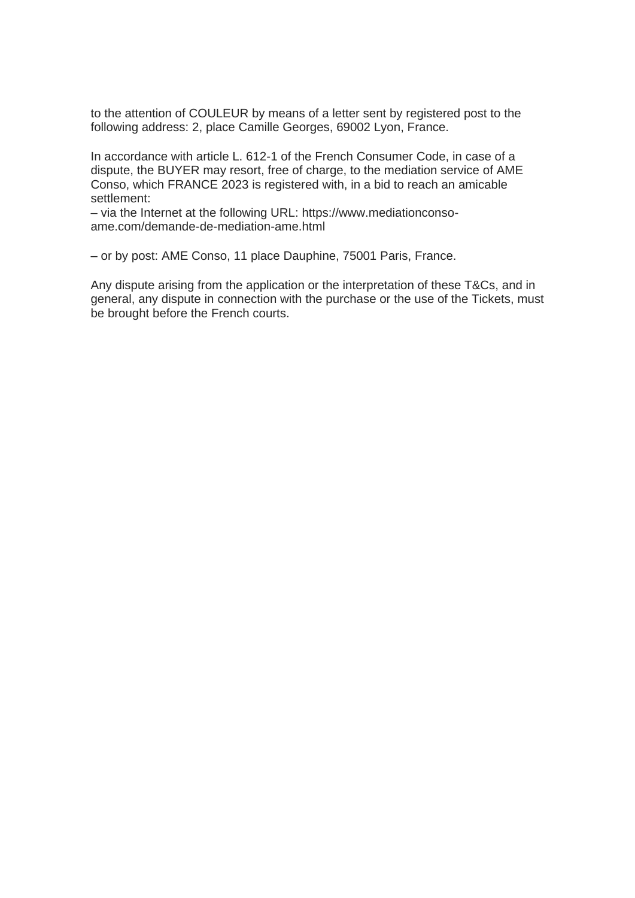to the attention of COULEUR by means of a letter sent by registered post to the following address: 2, place Camille Georges, 69002 Lyon, France.

In accordance with article L. 612-1 of the French Consumer Code, in case of a dispute, the BUYER may resort, free of charge, to the mediation service of AME Conso, which FRANCE 2023 is registered with, in a bid to reach an amicable settlement:
– via the Internet at the following URL: https://www.mediationconso-ame.com/demande-de-mediation-ame.html

– or by post: AME Conso, 11 place Dauphine, 75001 Paris, France.

Any dispute arising from the application or the interpretation of these T&Cs, and in general, any dispute in connection with the purchase or the use of the Tickets, must be brought before the French courts.